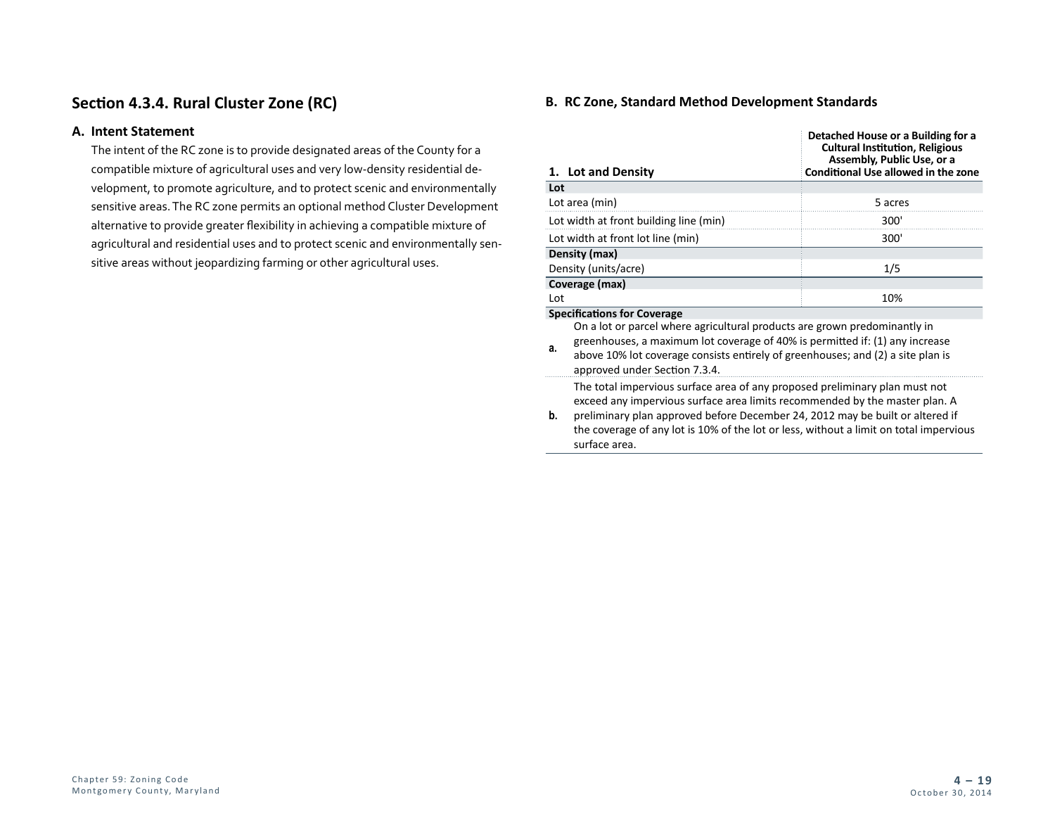## Section 4.3.4. Rural Cluster Zone (RC)

### A. Intent Statement

The intent of the RC zone is to provide designated areas of the County for a compatible mixture of agricultural uses and very low-density residential development, to promote agriculture, and to protect scenic and environmentally sensitive areas. The RC zone permits an optional method Cluster Development alternative to provide greater flexibility in achieving a compatible mixture of agricultural and residential uses and to protect scenic and environmentally sensitive areas without jeopardizing farming or other agricultural uses.

### B. RC Zone, Standard Method Development Standards

| 1. Lot and Density | Detached House or a Building for a Cultural Institution, Religious Assembly, Public Use, or a Conditional Use allowed in the zone |
|---|---|
| **Lot** | |
| Lot area (min) | 5 acres |
| Lot width at front building line (min) | 300' |
| Lot width at front lot line (min) | 300' |
| **Density (max)** | |
| Density (units/acre) | 1/5 |
| **Coverage (max)** | |
| Lot | 10% |

**Specifications for Coverage**

**a.** On a lot or parcel where agricultural products are grown predominantly in greenhouses, a maximum lot coverage of 40% is permitted if: (1) any increase above 10% lot coverage consists entirely of greenhouses; and (2) a site plan is approved under Section 7.3.4.

**b.** The total impervious surface area of any proposed preliminary plan must not exceed any impervious surface area limits recommended by the master plan. A preliminary plan approved before December 24, 2012 may be built or altered if the coverage of any lot is 10% of the lot or less, without a limit on total impervious surface area.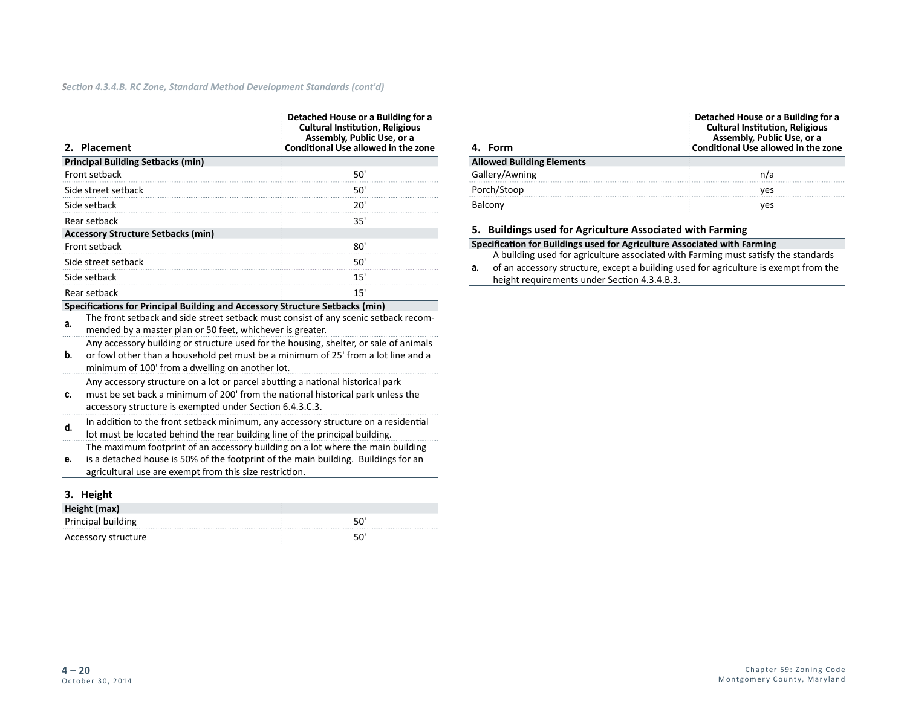*Section 4.3.4.B. RC Zone, Standard Method Development Standards (cont'd)*

| 2. Placement | Detached House or a Building for a Cultural Institution, Religious Assembly, Public Use, or a Conditional Use allowed in the zone |
|---|---|
| **Principal Building Setbacks (min)** | |
| Front setback | 50' |
| Side street setback | 50' |
| Side setback | 20' |
| Rear setback | 35' |
| **Accessory Structure Setbacks (min)** | |
| Front setback | 80' |
| Side street setback | 50' |
| Side setback | 15' |
| Rear setback | 15' |

**Specifications for Principal Building and Accessory Structure Setbacks (min)**

- **a.** The front setback and side street setback must consist of any scenic setback recommended by a master plan or 50 feet, whichever is greater.
- **b.** Any accessory building or structure used for the housing, shelter, or sale of animals or fowl other than a household pet must be a minimum of 25' from a lot line and a minimum of 100' from a dwelling on another lot.
- **c.** Any accessory structure on a lot or parcel abutting a national historical park must be set back a minimum of 200' from the national historical park unless the accessory structure is exempted under Section 6.4.3.C.3.
- **d.** In addition to the front setback minimum, any accessory structure on a residential lot must be located behind the rear building line of the principal building.
- **e.** The maximum footprint of an accessory building on a lot where the main building is a detached house is 50% of the footprint of the main building. Buildings for an agricultural use are exempt from this size restriction.

## 3. Height

| **Height (max)** | |
|---|---|
| Principal building | 50' |
| Accessory structure | 50' |

| 4. Form | Detached House or a Building for a Cultural Institution, Religious Assembly, Public Use, or a Conditional Use allowed in the zone |
|---|---|
| **Allowed Building Elements** | |
| Gallery/Awning | n/a |
| Porch/Stoop | yes |
| Balcony | yes |

## 5. Buildings used for Agriculture Associated with Farming

**Specification for Buildings used for Agriculture Associated with Farming**

- **a.** A building used for agriculture associated with Farming must satisfy the standards of an accessory structure, except a building used for agriculture is exempt from the height requirements under Section 4.3.4.B.3.